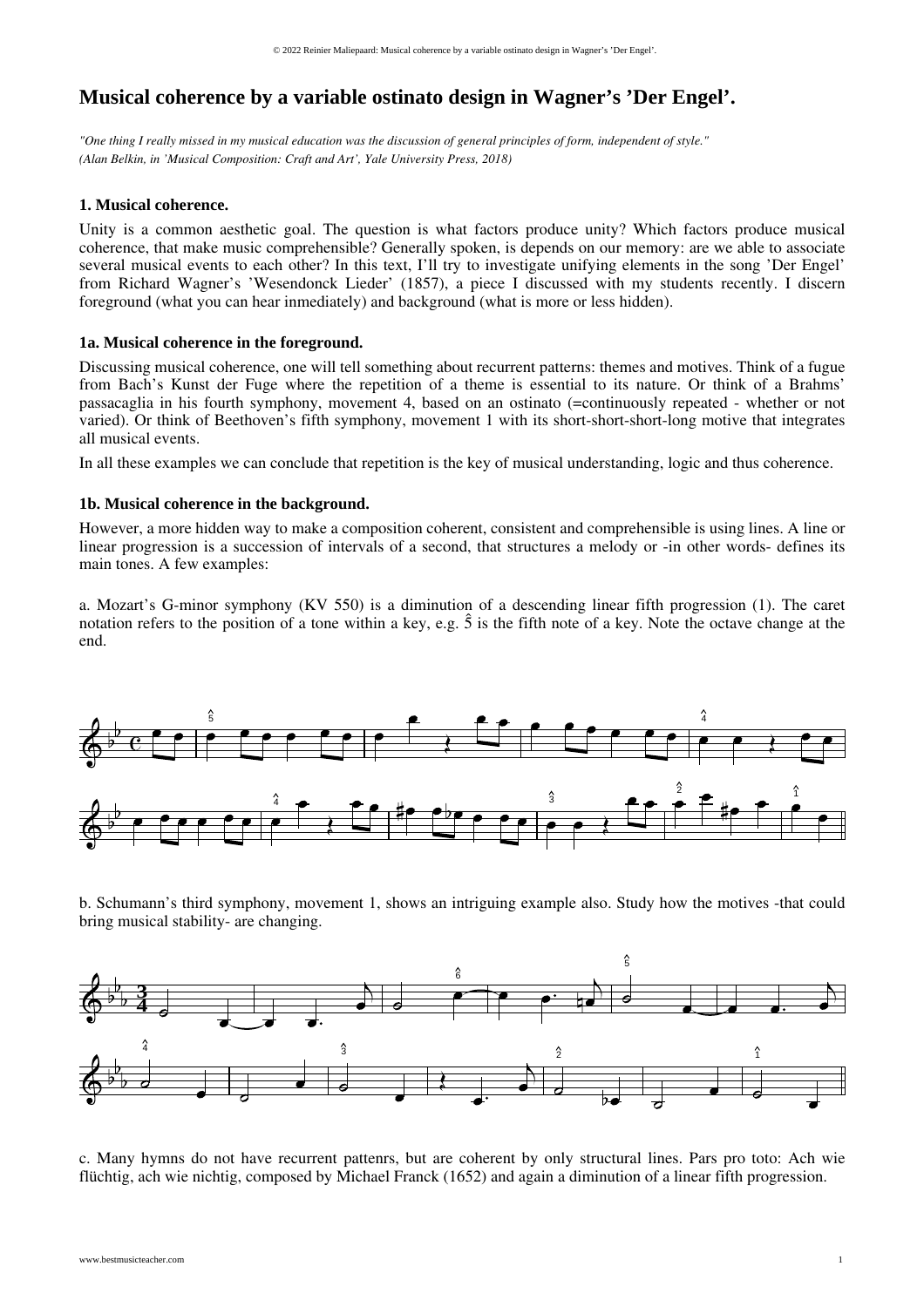# Musical coherence by a variable ostinato design in Wagner's 'Der Engel'.

*"One thing I really missed in my musical education was the discussion of general principles of form, independent of style."*
*(Alan Belkin, in 'Musical Composition: Craft and Art', Yale University Press, 2018)*

### 1. Musical coherence.

Unity is a common aesthetic goal. The question is what factors produce unity? Which factors produce musical coherence, that make music comprehensible? Generally spoken, is depends on our memory: are we able to associate several musical events to each other? In this text, I'll try to investigate unifying elements in the song 'Der Engel' from Richard Wagner's 'Wesendonck Lieder' (1857), a piece I discussed with my students recently. I discern foreground (what you can hear inmediately) and background (what is more or less hidden).

### 1a. Musical coherence in the foreground.

Discussing musical coherence, one will tell something about recurrent patterns: themes and motives. Think of a fugue from Bach's Kunst der Fuge where the repetition of a theme is essential to its nature. Or think of a Brahms' passacaglia in his fourth symphony, movement 4, based on an ostinato (=continuously repeated - whether or not varied). Or think of Beethoven's fifth symphony, movement 1 with its short-short-short-long motive that integrates all musical events.

In all these examples we can conclude that repetition is the key of musical understanding, logic and thus coherence.

### 1b. Musical coherence in the background.

However, a more hidden way to make a composition coherent, consistent and comprehensible is using lines. A line or linear progression is a succession of intervals of a second, that structures a melody or -in other words- defines its main tones. A few examples:

a. Mozart's G-minor symphony (KV 550) is a diminution of a descending linear fifth progression (1). The caret notation refers to the position of a tone within a key, e.g. $\hat{5}$ is the fifth note of a key. Note the octave change at the end.

b. Schumann's third symphony, movement 1, shows an intriguing example also. Study how the motives -that could bring musical stability- are changing.

c. Many hymns do not have recurrent pattenrs, but are coherent by only structural lines. Pars pro toto: Ach wie flüchtig, ach wie nichtig, composed by Michael Franck (1652) and again a diminution of a linear fifth progression.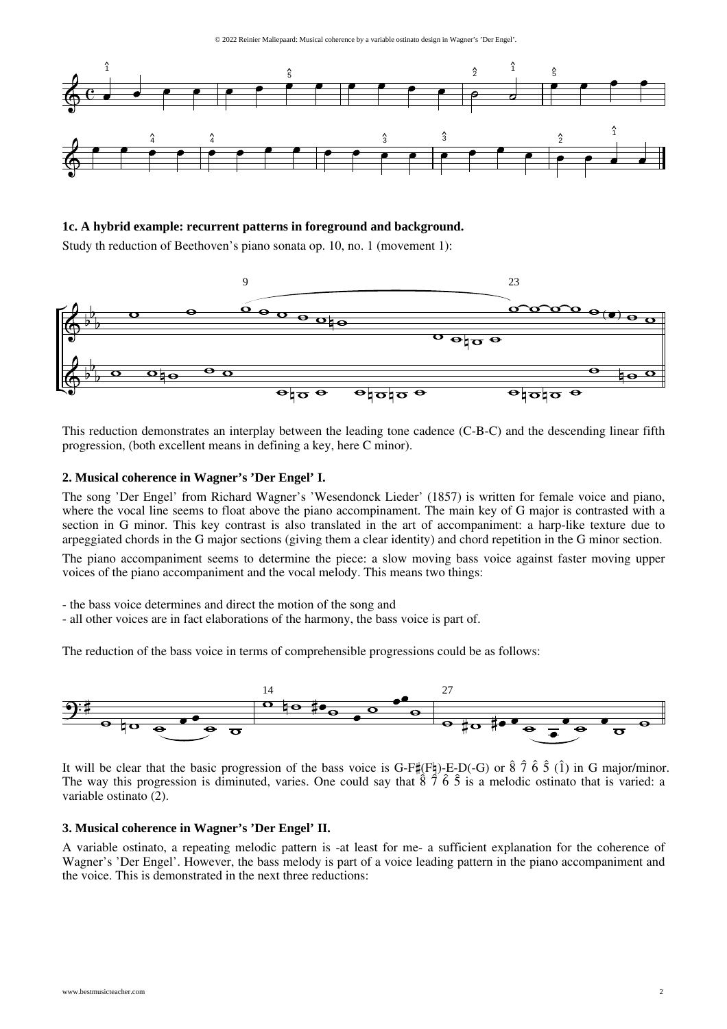### 1c. A hybrid example: recurrent patterns in foreground and background.

Study th reduction of Beethoven's piano sonata op. 10, no. 1 (movement 1):

This reduction demonstrates an interplay between the leading tone cadence (C-B-C) and the descending linear fifth progression, (both excellent means in defining a key, here C minor).

### 2. Musical coherence in Wagner's 'Der Engel' I.

The song 'Der Engel' from Richard Wagner's 'Wesendonck Lieder' (1857) is written for female voice and piano, where the vocal line seems to float above the piano accompaniment. The main key of G major is contrasted with a section in G minor. This key contrast is also translated in the art of accompaniment: a harp-like texture due to arpeggiated chords in the G major sections (giving them a clear identity) and chord repetition in the G minor section.

The piano accompaniment seems to determine the piece: a slow moving bass voice against faster moving upper voices of the piano accompaniment and the vocal melody. This means two things:

- the bass voice determines and direct the motion of the song and
- all other voices are in fact elaborations of the harmony, the bass voice is part of.

The reduction of the bass voice in terms of comprehensible progressions could be as follows:

It will be clear that the basic progression of the bass voice is G-F♯(F♮)-E-D(-G) or $\hat{8}$ $\hat{7}$ $\hat{6}$ $\hat{5}$ ($\hat{1}$) in G major/minor. The way this progression is diminuted, varies. One could say that $\hat{8}$ $\hat{7}$ $\hat{6}$ $\hat{5}$ is a melodic ostinato that is varied: a variable ostinato (2).

### 3. Musical coherence in Wagner's 'Der Engel' II.

A variable ostinato, a repeating melodic pattern is -at least for me- a sufficient explanation for the coherence of Wagner's 'Der Engel'. However, the bass melody is part of a voice leading pattern in the piano accompaniment and the voice. This is demonstrated in the next three reductions: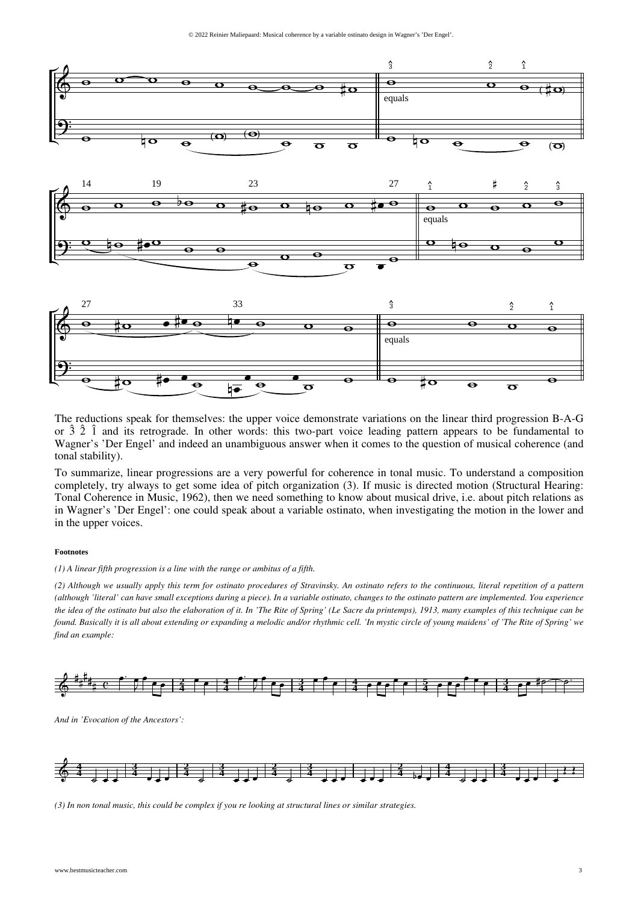The reductions speak for themselves: the upper voice demonstrate variations on the linear third progression B-A-G or $\hat{3}$ $\hat{2}$ $\hat{1}$ and its retrograde. In other words: this two-part voice leading pattern appears to be fundamental to Wagner's 'Der Engel' and indeed an unambiguous answer when it comes to the question of musical coherence (and tonal stability).

To summarize, linear progressions are a very powerful for coherence in tonal music. To understand a composition completely, try always to get some idea of pitch organization (3). If music is directed motion (Structural Hearing: Tonal Coherence in Music, 1962), then we need something to know about musical drive, i.e. about pitch relations as in Wagner's 'Der Engel': one could speak about a variable ostinato, when investigating the motion in the lower and in the upper voices.

#### Footnotes

*(1) A linear fifth progression is a line with the range or ambitus of a fifth.*

*(2) Although we usually apply this term for ostinato procedures of Stravinsky. An ostinato refers to the continuous, literal repetition of a pattern (although 'literal' can have small exceptions during a piece). In a variable ostinato, changes to the ostinato pattern are implemented. You experience the idea of the ostinato but also the elaboration of it. In 'The Rite of Spring' (Le Sacre du printemps), 1913, many examples of this technique can be found. Basically it is all about extending or expanding a melodic and/or rhythmic cell. 'In mystic circle of young maidens' of 'The Rite of Spring' we find an example:*

*And in 'Evocation of the Ancestors':*

*(3) In non tonal music, this could be complex if you re looking at structural lines or similar strategies.*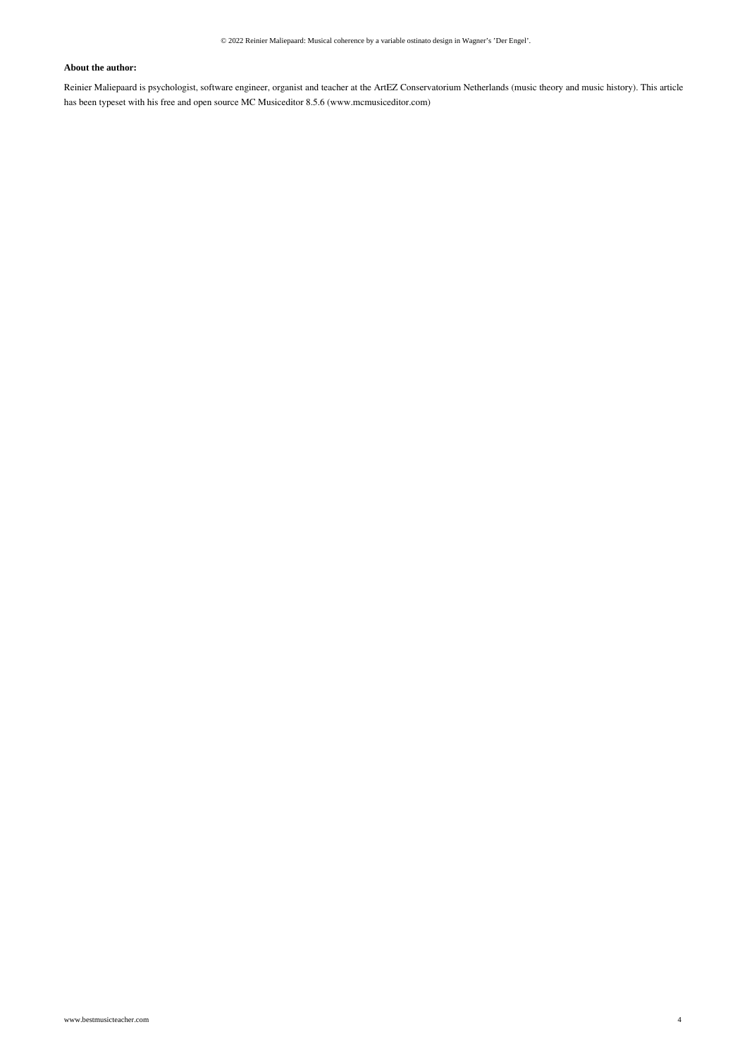**About the author:**

Reinier Maliepaard is psychologist, software engineer, organist and teacher at the ArtEZ Conservatorium Netherlands (music theory and music history). This article has been typeset with his free and open source MC Musiceditor 8.5.6 (www.mcmusiceditor.com)